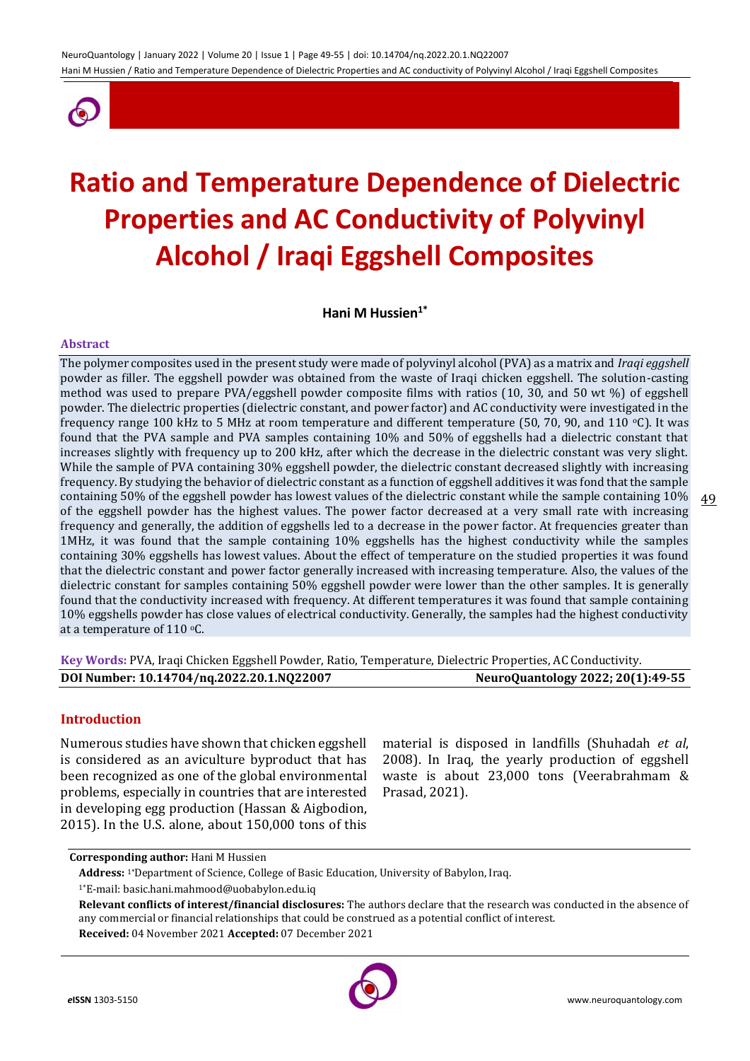# Ratio and Temperature Dependence of Dielectric Properties and AC Conductivity of Polyvinyl Alcohol / Iraqi Eggshell Composites

**Hani M Hussien[1*]**

### Abstract

The polymer composites used in the present study were made of polyvinyl alcohol (PVA) as a matrix and *Iraqi eggshell* powder as filler. The eggshell powder was obtained from the waste of Iraqi chicken eggshell. The solution-casting method was used to prepare PVA/eggshell powder composite films with ratios (10, 30, and 50 wt %) of eggshell powder. The dielectric properties (dielectric constant, and power factor) and AC conductivity were investigated in the frequency range 100 kHz to 5 MHz at room temperature and different temperature (50, 70, 90, and 110 ºC). It was found that the PVA sample and PVA samples containing 10% and 50% of eggshells had a dielectric constant that increases slightly with frequency up to 200 kHz, after which the decrease in the dielectric constant was very slight. While the sample of PVA containing 30% eggshell powder, the dielectric constant decreased slightly with increasing frequency. By studying the behavior of dielectric constant as a function of eggshell additives it was fond that the sample containing 50% of the eggshell powder has lowest values of the dielectric constant while the sample containing 10% of the eggshell powder has the highest values. The power factor decreased at a very small rate with increasing frequency and generally, the addition of eggshells led to a decrease in the power factor. At frequencies greater than 1MHz, it was found that the sample containing 10% eggshells has the highest conductivity while the samples containing 30% eggshells has lowest values. About the effect of temperature on the studied properties it was found that the dielectric constant and power factor generally increased with increasing temperature. Also, the values of the dielectric constant for samples containing 50% eggshell powder were lower than the other samples. It is generally found that the conductivity increased with frequency. At different temperatures it was found that sample containing 10% eggshells powder has close values of electrical conductivity. Generally, the samples had the highest conductivity at a temperature of 110 ºC.

**Key Words:** PVA, Iraqi Chicken Eggshell Powder, Ratio, Temperature, Dielectric Properties, AC Conductivity.

**DOI Number: 10.14704/nq.2022.20.1.NQ22007** | **NeuroQuantology 2022; 20(1):49-55**

### Introduction

Numerous studies have shown that chicken eggshell is considered as an aviculture byproduct that has been recognized as one of the global environmental problems, especially in countries that are interested in developing egg production (Hassan & Aigbodion, 2015). In the U.S. alone, about 150,000 tons of this material is disposed in landfills (Shuhadah *et al*, 2008). In Iraq, the yearly production of eggshell waste is about 23,000 tons (Veerabrahmam & Prasad, 2021).

---

**Corresponding author:** Hani M Hussien

**Address:** [1*]Department of Science, College of Basic Education, University of Babylon, Iraq.

[1*]E-mail: basic.hani.mahmood@uobabylon.edu.iq

**Relevant conflicts of interest/financial disclosures:** The authors declare that the research was conducted in the absence of any commercial or financial relationships that could be construed as a potential conflict of interest.

**Received:** 04 November 2021 **Accepted:** 07 December 2021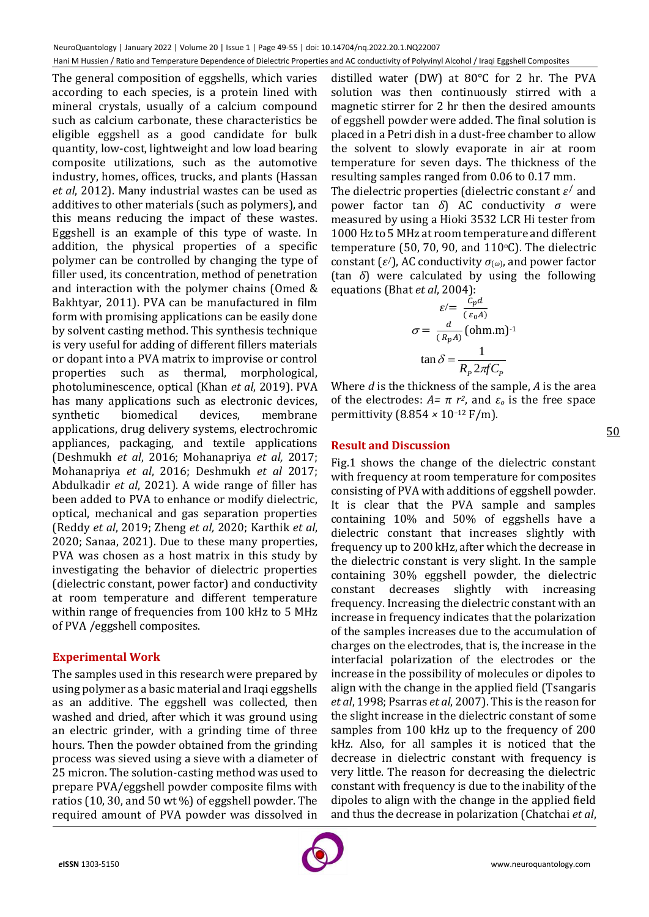The general composition of eggshells, which varies according to each species, is a protein lined with mineral crystals, usually of a calcium compound such as calcium carbonate, these characteristics be eligible eggshell as a good candidate for bulk quantity, low-cost, lightweight and low load bearing composite utilizations, such as the automotive industry, homes, offices, trucks, and plants (Hassan *et al*, 2012). Many industrial wastes can be used as additives to other materials (such as polymers), and this means reducing the impact of these wastes. Eggshell is an example of this type of waste. In addition, the physical properties of a specific polymer can be controlled by changing the type of filler used, its concentration, method of penetration and interaction with the polymer chains (Omed & Bakhtyar, 2011). PVA can be manufactured in film form with promising applications can be easily done by solvent casting method. This synthesis technique is very useful for adding of different fillers materials or dopant into a PVA matrix to improvise or control properties such as thermal, morphological, photoluminescence, optical (Khan *et al*, 2019). PVA has many applications such as electronic devices, synthetic biomedical devices, membrane applications, drug delivery systems, electrochromic appliances, packaging, and textile applications (Deshmukh *et al*, 2016; Mohanapriya *et al,* 2017; Mohanapriya *et al*, 2016; Deshmukh *et al* 2017; Abdulkadir *et al*, 2021). A wide range of filler has been added to PVA to enhance or modify dielectric, optical, mechanical and gas separation properties (Reddy *et al*, 2019; Zheng *et al,* 2020; Karthik *et al*, 2020; Sanaa, 2021). Due to these many properties, PVA was chosen as a host matrix in this study by investigating the behavior of dielectric properties (dielectric constant, power factor) and conductivity at room temperature and different temperature within range of frequencies from 100 kHz to 5 MHz of PVA /eggshell composites.

## Experimental Work

The samples used in this research were prepared by using polymer as a basic material and Iraqi eggshells as an additive. The eggshell was collected, then washed and dried, after which it was ground using an electric grinder, with a grinding time of three hours. Then the powder obtained from the grinding process was sieved using a sieve with a diameter of 25 micron. The solution-casting method was used to prepare PVA/eggshell powder composite films with ratios (10, 30, and 50 wt %) of eggshell powder. The required amount of PVA powder was dissolved in distilled water (DW) at 80°C for 2 hr. The PVA solution was then continuously stirred with a magnetic stirrer for 2 hr then the desired amounts of eggshell powder were added. The final solution is placed in a Petri dish in a dust-free chamber to allow the solvent to slowly evaporate in air at room temperature for seven days. The thickness of the resulting samples ranged from 0.06 to 0.17 mm.

The dielectric properties (dielectric constant $\varepsilon^{/}$ and power factor tan $\delta$) AC conductivity $\sigma$ were measured by using a Hioki 3532 LCR Hi tester from 1000 Hz to 5 MHz at room temperature and different temperature (50, 70, 90, and 110°C). The dielectric constant ($\varepsilon^{/}$), AC conductivity $\sigma_{(\omega)}$, and power factor (tan $\delta$) were calculated by using the following equations (Bhat *et al*, 2004):

$$\varepsilon^{/} = \frac{C_p d}{(\varepsilon_0 A)}$$

$$\sigma = \frac{d}{(R_p A)} (\text{ohm.m})^{-1}$$

$$\tan\delta = \frac{1}{R_p 2\pi f C_p}$$

Where $d$ is the thickness of the sample, $A$ is the area of the electrodes: $A = \pi\ r^2$, and $\varepsilon_o$ is the free space permittivity ($8.854 \times 10^{-12}$ F/m).

## Result and Discussion

Fig.1 shows the change of the dielectric constant with frequency at room temperature for composites consisting of PVA with additions of eggshell powder. It is clear that the PVA sample and samples containing 10% and 50% of eggshells have a dielectric constant that increases slightly with frequency up to 200 kHz, after which the decrease in the dielectric constant is very slight. In the sample containing 30% eggshell powder, the dielectric constant decreases slightly with increasing frequency. Increasing the dielectric constant with an increase in frequency indicates that the polarization of the samples increases due to the accumulation of charges on the electrodes, that is, the increase in the interfacial polarization of the electrodes or the increase in the possibility of molecules or dipoles to align with the change in the applied field (Tsangaris *et al*, 1998; Psarras *et al*, 2007). This is the reason for the slight increase in the dielectric constant of some samples from 100 kHz up to the frequency of 200 kHz. Also, for all samples it is noticed that the decrease in dielectric constant with frequency is very little. The reason for decreasing the dielectric constant with frequency is due to the inability of the dipoles to align with the change in the applied field and thus the decrease in polarization (Chatchai *et al*,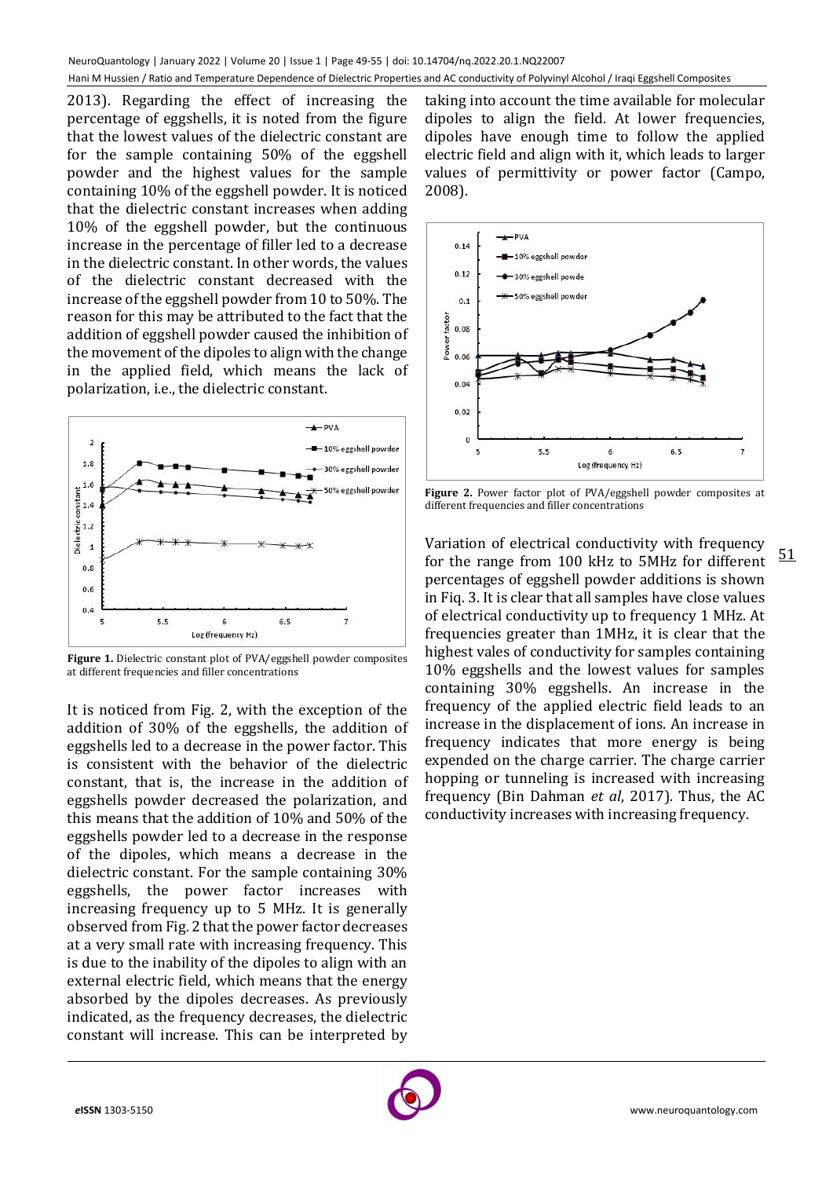2013). Regarding the effect of increasing the percentage of eggshells, it is noted from the figure that the lowest values of the dielectric constant are for the sample containing 50% of the eggshell powder and the highest values for the sample containing 10% of the eggshell powder. It is noticed that the dielectric constant increases when adding 10% of the eggshell powder, but the continuous increase in the percentage of filler led to a decrease in the dielectric constant. In other words, the values of the dielectric constant decreased with the increase of the eggshell powder from 10 to 50%. The reason for this may be attributed to the fact that the addition of eggshell powder caused the inhibition of the movement of the dipoles to align with the change in the applied field, which means the lack of polarization, i.e., the dielectric constant.

**Figure 1.** Dielectric constant plot of PVA/eggshell powder composites at different frequencies and filler concentrations

It is noticed from Fig. 2, with the exception of the addition of 30% of the eggshells, the addition of eggshells led to a decrease in the power factor. This is consistent with the behavior of the dielectric constant, that is, the increase in the addition of eggshells powder decreased the polarization, and this means that the addition of 10% and 50% of the eggshells powder led to a decrease in the response of the dipoles, which means a decrease in the dielectric constant. For the sample containing 30% eggshells, the power factor increases with increasing frequency up to 5 MHz. It is generally observed from Fig. 2 that the power factor decreases at a very small rate with increasing frequency. This is due to the inability of the dipoles to align with an external electric field, which means that the energy absorbed by the dipoles decreases. As previously indicated, as the frequency decreases, the dielectric constant will increase. This can be interpreted by taking into account the time available for molecular dipoles to align the field. At lower frequencies, dipoles have enough time to follow the applied electric field and align with it, which leads to larger values of permittivity or power factor (Campo, 2008).

**Figure 2.** Power factor plot of PVA/eggshell powder composites at different frequencies and filler concentrations

Variation of electrical conductivity with frequency for the range from 100 kHz to 5MHz for different percentages of eggshell powder additions is shown in Fiq. 3. It is clear that all samples have close values of electrical conductivity up to frequency 1 MHz. At frequencies greater than 1MHz, it is clear that the highest vales of conductivity for samples containing 10% eggshells and the lowest values for samples containing 30% eggshells. An increase in the frequency of the applied electric field leads to an increase in the displacement of ions. An increase in frequency indicates that more energy is being expended on the charge carrier. The charge carrier hopping or tunneling is increased with increasing frequency (Bin Dahman *et al*, 2017). Thus, the AC conductivity increases with increasing frequency.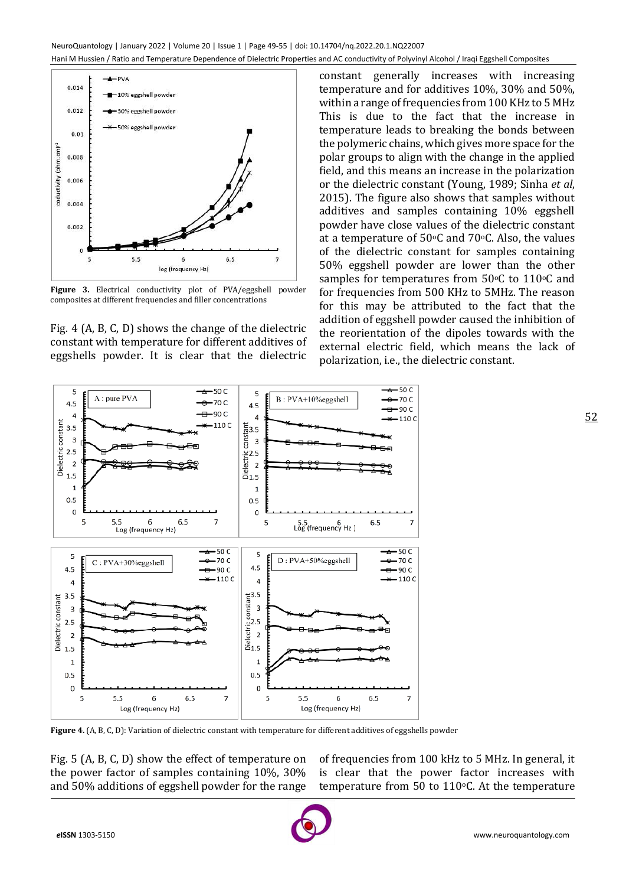**Figure 3.** Electrical conductivity plot of PVA/eggshell powder composites at different frequencies and filler concentrations

Fig. 4 (A, B, C, D) shows the change of the dielectric constant with temperature for different additives of eggshells powder. It is clear that the dielectric constant generally increases with increasing temperature and for additives 10%, 30% and 50%, within a range of frequencies from 100 KHz to 5 MHz This is due to the fact that the increase in temperature leads to breaking the bonds between the polymeric chains, which gives more space for the polar groups to align with the change in the applied field, and this means an increase in the polarization or the dielectric constant (Young, 1989; Sinha *et al*, 2015). The figure also shows that samples without additives and samples containing 10% eggshell powder have close values of the dielectric constant at a temperature of 50°C and 70°C. Also, the values of the dielectric constant for samples containing 50% eggshell powder are lower than the other samples for temperatures from 50°C to 110°C and for frequencies from 500 KHz to 5MHz. The reason for this may be attributed to the fact that the addition of eggshell powder caused the inhibition of the reorientation of the dipoles towards with the external electric field, which means the lack of polarization, i.e., the dielectric constant.

**Figure 4.** (A, B, C, D): Variation of dielectric constant with temperature for different additives of eggshells powder

Fig. 5 (A, B, C, D) show the effect of temperature on the power factor of samples containing 10%, 30% and 50% additions of eggshell powder for the range of frequencies from 100 kHz to 5 MHz. In general, it is clear that the power factor increases with temperature from 50 to 110°C. At the temperature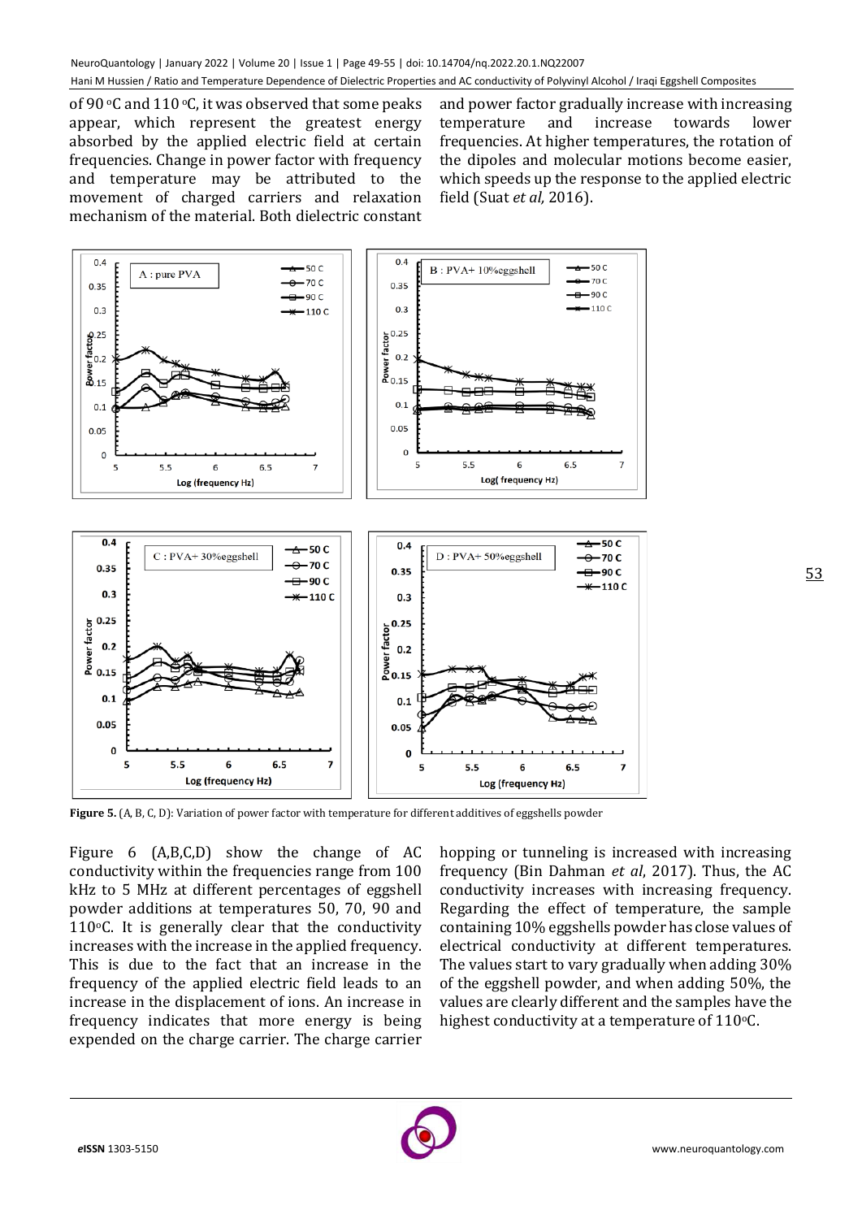of 90 °C and 110 °C, it was observed that some peaks appear, which represent the greatest energy absorbed by the applied electric field at certain frequencies. Change in power factor with frequency and temperature may be attributed to the movement of charged carriers and relaxation mechanism of the material. Both dielectric constant and power factor gradually increase with increasing temperature and increase towards lower frequencies. At higher temperatures, the rotation of the dipoles and molecular motions become easier, which speeds up the response to the applied electric field (Suat *et al,* 2016).

**Figure 5.** (A, B, C, D): Variation of power factor with temperature for different additives of eggshells powder

Figure 6 (A,B,C,D) show the change of AC conductivity within the frequencies range from 100 kHz to 5 MHz at different percentages of eggshell powder additions at temperatures 50, 70, 90 and 110°C. It is generally clear that the conductivity increases with the increase in the applied frequency. This is due to the fact that an increase in the frequency of the applied electric field leads to an increase in the displacement of ions. An increase in frequency indicates that more energy is being expended on the charge carrier. The charge carrier hopping or tunneling is increased with increasing frequency (Bin Dahman *et al*, 2017). Thus, the AC conductivity increases with increasing frequency. Regarding the effect of temperature, the sample containing 10% eggshells powder has close values of electrical conductivity at different temperatures. The values start to vary gradually when adding 30% of the eggshell powder, and when adding 50%, the values are clearly different and the samples have the highest conductivity at a temperature of 110°C.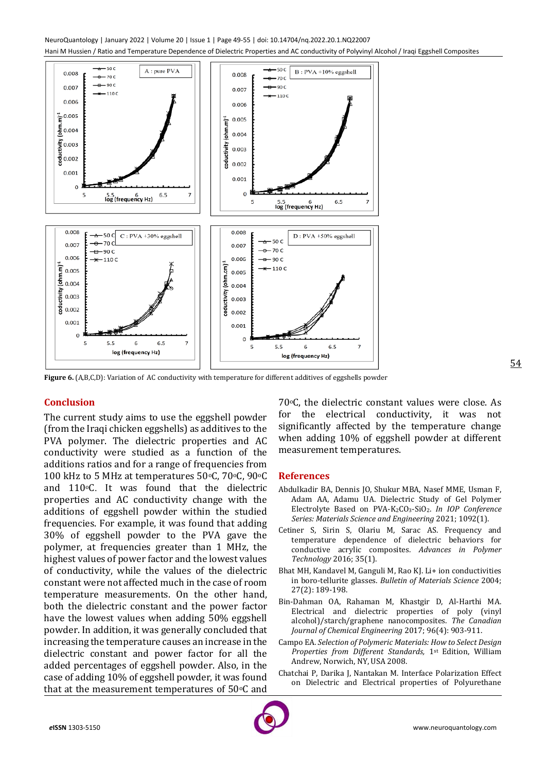**Figure 6.** (A,B,C,D): Variation of AC conductivity with temperature for different additives of eggshells powder

## Conclusion

The current study aims to use the eggshell powder (from the Iraqi chicken eggshells) as additives to the PVA polymer. The dielectric properties and AC conductivity were studied as a function of the additions ratios and for a range of frequencies from 100 kHz to 5 MHz at temperatures 50°C, 70°C, 90°C and 110°C. It was found that the dielectric properties and AC conductivity change with the additions of eggshell powder within the studied frequencies. For example, it was found that adding 30% of eggshell powder to the PVA gave the polymer, at frequencies greater than 1 MHz, the highest values of power factor and the lowest values of conductivity, while the values of the dielectric constant were not affected much in the case of room temperature measurements. On the other hand, both the dielectric constant and the power factor have the lowest values when adding 50% eggshell powder. In addition, it was generally concluded that increasing the temperature causes an increase in the dielectric constant and power factor for all the added percentages of eggshell powder. Also, in the case of adding 10% of eggshell powder, it was found that at the measurement temperatures of 50°C and 70°C, the dielectric constant values were close. As for the electrical conductivity, it was not significantly affected by the temperature change when adding 10% of eggshell powder at different measurement temperatures.

## References

Abdulkadir BA, Dennis JO, Shukur MBA, Nasef MME, Usman F, Adam AA, Adamu UA. Dielectric Study of Gel Polymer Electrolyte Based on PVA-$K_2CO_3$-$SiO_2$. *In IOP Conference Series: Materials Science and Engineering* 2021; 1092(1).

Cetiner S, Sirin S, Olariu M, Sarac AS. Frequency and temperature dependence of dielectric behaviors for conductive acrylic composites. *Advances in Polymer Technology* 2016; 35(1).

Bhat MH, Kandavel M, Ganguli M, Rao KJ. Li+ ion conductivities in boro-tellurite glasses. *Bulletin of Materials Science* 2004; 27(2): 189-198.

Bin-Dahman OA, Rahaman M, Khastgir D, Al-Harthi MA. Electrical and dielectric properties of poly (vinyl alcohol)/starch/graphene nanocomposites. *The Canadian Journal of Chemical Engineering* 2017; 96(4): 903-911.

Campo EA. *Selection of Polymeric Materials: How to Select Design Properties from Different Standards,* 1st Edition, William Andrew, Norwich, NY, USA 2008.

Chatchai P, Darika J, Nantakan M. Interface Polarization Effect on Dielectric and Electrical properties of Polyurethane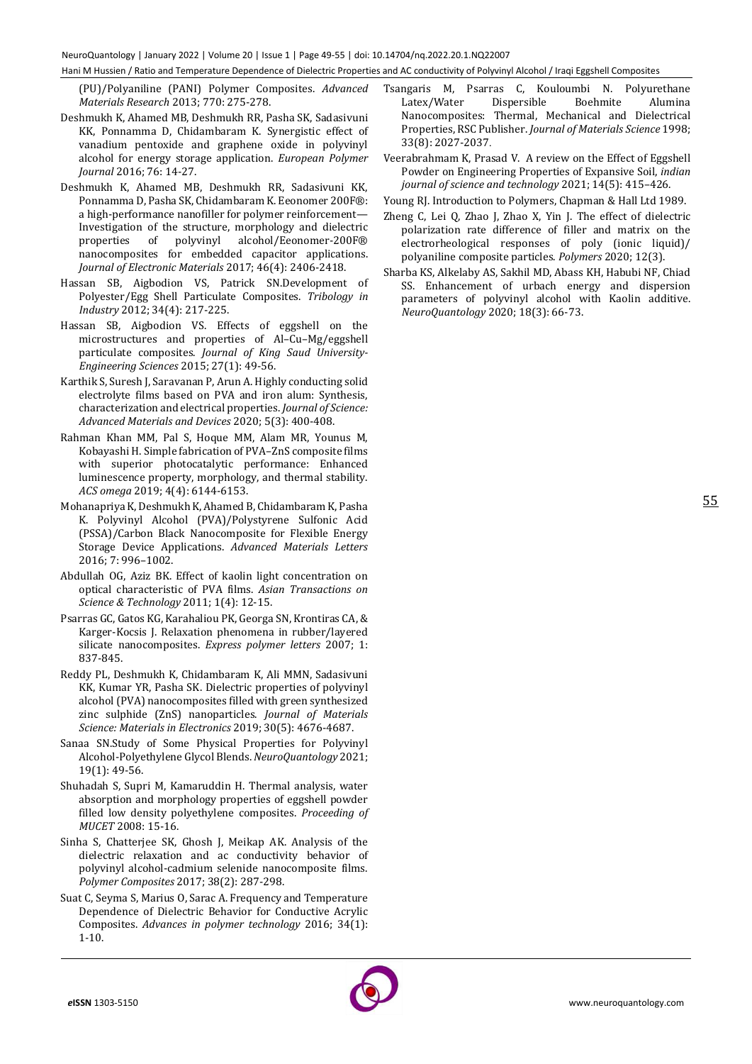(PU)/Polyaniline (PANI) Polymer Composites. *Advanced Materials Research* 2013; 770: 275-278.

Deshmukh K, Ahamed MB, Deshmukh RR, Pasha SK, Sadasivuni KK, Ponnamma D, Chidambaram K. Synergistic effect of vanadium pentoxide and graphene oxide in polyvinyl alcohol for energy storage application. *European Polymer Journal* 2016; 76: 14-27.

Deshmukh K, Ahamed MB, Deshmukh RR, Sadasivuni KK, Ponnamma D, Pasha SK, Chidambaram K. Eeonomer 200F®: a high-performance nanofiller for polymer reinforcement—Investigation of the structure, morphology and dielectric properties of polyvinyl alcohol/Eeonomer-200F® nanocomposites for embedded capacitor applications. *Journal of Electronic Materials* 2017; 46(4): 2406-2418.

Hassan SB, Aigbodion VS, Patrick SN.Development of Polyester/Egg Shell Particulate Composites. *Tribology in Industry* 2012; 34(4): 217-225.

Hassan SB, Aigbodion VS. Effects of eggshell on the microstructures and properties of Al–Cu–Mg/eggshell particulate composites. *Journal of King Saud University-Engineering Sciences* 2015; 27(1): 49-56.

Karthik S, Suresh J, Saravanan P, Arun A. Highly conducting solid electrolyte films based on PVA and iron alum: Synthesis, characterization and electrical properties. *Journal of Science: Advanced Materials and Devices* 2020; 5(3): 400-408.

Rahman Khan MM, Pal S, Hoque MM, Alam MR, Younus M, Kobayashi H. Simple fabrication of PVA–ZnS composite films with superior photocatalytic performance: Enhanced luminescence property, morphology, and thermal stability. *ACS omega* 2019; 4(4): 6144-6153.

Mohanapriya K, Deshmukh K, Ahamed B, Chidambaram K, Pasha K. Polyvinyl Alcohol (PVA)/Polystyrene Sulfonic Acid (PSSA)/Carbon Black Nanocomposite for Flexible Energy Storage Device Applications. *Advanced Materials Letters* 2016; 7: 996–1002.

Abdullah OG, Aziz BK. Effect of kaolin light concentration on optical characteristic of PVA films. *Asian Transactions on Science & Technology* 2011; 1(4): 12-15.

Psarras GC, Gatos KG, Karahaliou PK, Georga SN, Krontiras CA, & Karger-Kocsis J. Relaxation phenomena in rubber/layered silicate nanocomposites. *Express polymer letters* 2007; 1: 837-845.

Reddy PL, Deshmukh K, Chidambaram K, Ali MMN, Sadasivuni KK, Kumar YR, Pasha SK. Dielectric properties of polyvinyl alcohol (PVA) nanocomposites filled with green synthesized zinc sulphide (ZnS) nanoparticles. *Journal of Materials Science: Materials in Electronics* 2019; 30(5): 4676-4687.

Sanaa SN.Study of Some Physical Properties for Polyvinyl Alcohol-Polyethylene Glycol Blends. *NeuroQuantology* 2021; 19(1): 49-56.

Shuhadah S, Supri M, Kamaruddin H. Thermal analysis, water absorption and morphology properties of eggshell powder filled low density polyethylene composites. *Proceeding of MUCET* 2008: 15-16.

Sinha S, Chatterjee SK, Ghosh J, Meikap AK. Analysis of the dielectric relaxation and ac conductivity behavior of polyvinyl alcohol-cadmium selenide nanocomposite films. *Polymer Composites* 2017; 38(2): 287-298.

Suat C, Seyma S, Marius O, Sarac A. Frequency and Temperature Dependence of Dielectric Behavior for Conductive Acrylic Composites. *Advances in polymer technology* 2016; 34(1): 1-10.

Tsangaris M, Psarras C, Kouloumbi N. Polyurethane Latex/Water Dispersible Boehmite Alumina Nanocomposites: Thermal, Mechanical and Dielectrical Properties, RSC Publisher. *Journal of Materials Science* 1998; 33(8): 2027-2037.

Veerabrahmam K, Prasad V. A review on the Effect of Eggshell Powder on Engineering Properties of Expansive Soil, *indian journal of science and technology* 2021; 14(5): 415–426.

Young RJ. Introduction to Polymers, Chapman & Hall Ltd 1989.

Zheng C, Lei Q, Zhao J, Zhao X, Yin J. The effect of dielectric polarization rate difference of filler and matrix on the electrorheological responses of poly (ionic liquid)/ polyaniline composite particles. *Polymers* 2020; 12(3).

Sharba KS, Alkelaby AS, Sakhil MD, Abass KH, Habubi NF, Chiad SS. Enhancement of urbach energy and dispersion parameters of polyvinyl alcohol with Kaolin additive. *NeuroQuantology* 2020; 18(3): 66-73.